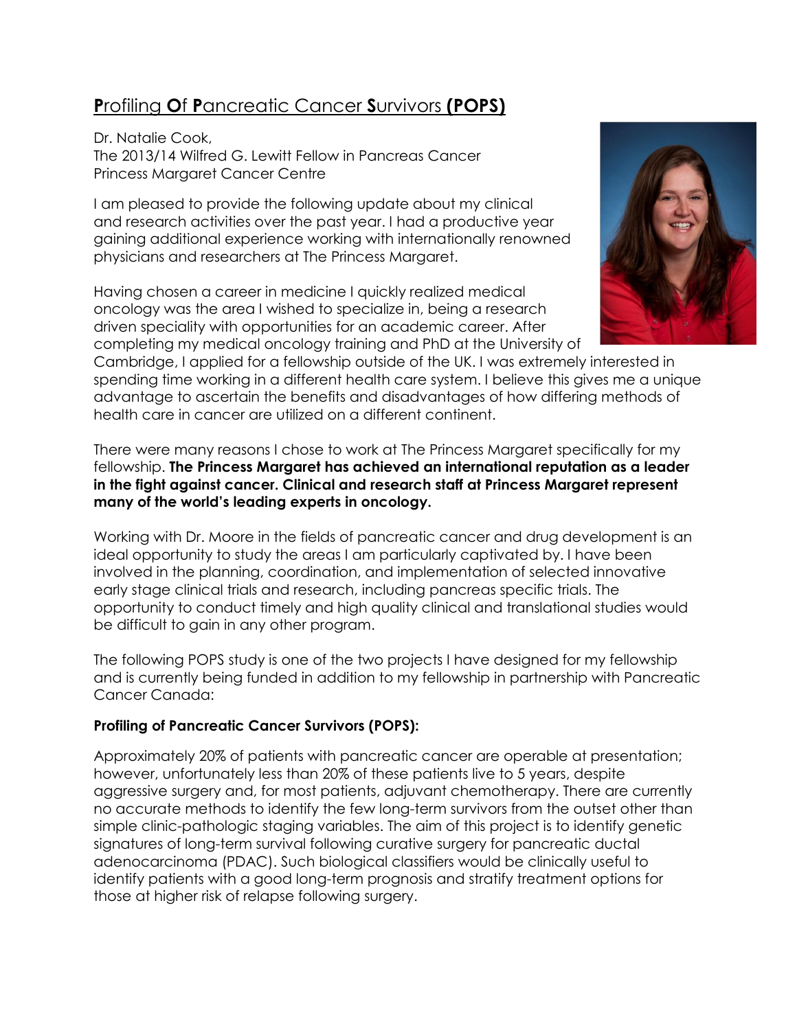# **P**rofiling **O**f **P**ancreatic Cancer **S**urvivors **(POPS)**

Dr. Natalie Cook,
The 2013/14 Wilfred G. Lewitt Fellow in Pancreas Cancer
Princess Margaret Cancer Centre

I am pleased to provide the following update about my clinical and research activities over the past year. I had a productive year gaining additional experience working with internationally renowned physicians and researchers at The Princess Margaret.

Having chosen a career in medicine I quickly realized medical oncology was the area I wished to specialize in, being a research driven speciality with opportunities for an academic career. After completing my medical oncology training and PhD at the University of Cambridge, I applied for a fellowship outside of the UK. I was extremely interested in spending time working in a different health care system. I believe this gives me a unique advantage to ascertain the benefits and disadvantages of how differing methods of health care in cancer are utilized on a different continent.

There were many reasons I chose to work at The Princess Margaret specifically for my fellowship. **The Princess Margaret has achieved an international reputation as a leader in the fight against cancer. Clinical and research staff at Princess Margaret represent many of the world's leading experts in oncology.**

Working with Dr. Moore in the fields of pancreatic cancer and drug development is an ideal opportunity to study the areas I am particularly captivated by. I have been involved in the planning, coordination, and implementation of selected innovative early stage clinical trials and research, including pancreas specific trials. The opportunity to conduct timely and high quality clinical and translational studies would be difficult to gain in any other program.

The following POPS study is one of the two projects I have designed for my fellowship and is currently being funded in addition to my fellowship in partnership with Pancreatic Cancer Canada:

**Profiling of Pancreatic Cancer Survivors (POPS):**

Approximately 20% of patients with pancreatic cancer are operable at presentation; however, unfortunately less than 20% of these patients live to 5 years, despite aggressive surgery and, for most patients, adjuvant chemotherapy. There are currently no accurate methods to identify the few long-term survivors from the outset other than simple clinic-pathologic staging variables. The aim of this project is to identify genetic signatures of long-term survival following curative surgery for pancreatic ductal adenocarcinoma (PDAC). Such biological classifiers would be clinically useful to identify patients with a good long-term prognosis and stratify treatment options for those at higher risk of relapse following surgery.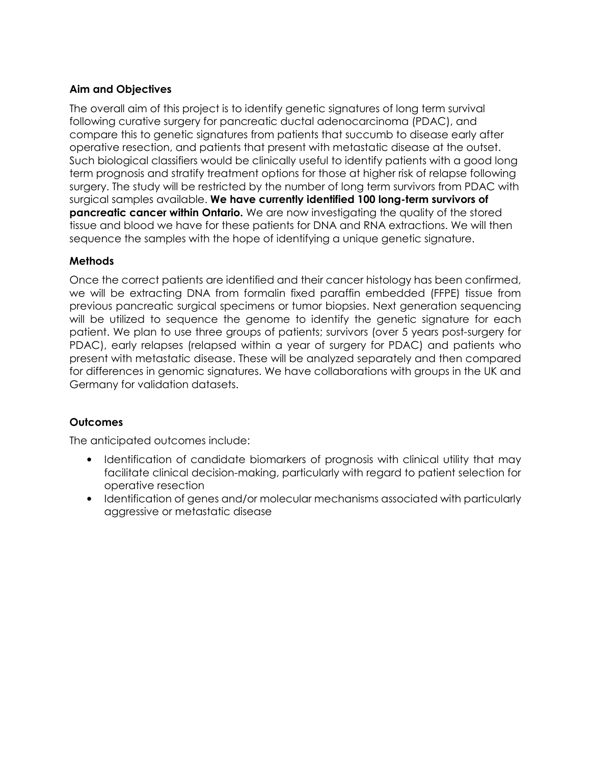**Aim and Objectives**

The overall aim of this project is to identify genetic signatures of long term survival following curative surgery for pancreatic ductal adenocarcinoma (PDAC), and compare this to genetic signatures from patients that succumb to disease early after operative resection, and patients that present with metastatic disease at the outset. Such biological classifiers would be clinically useful to identify patients with a good long term prognosis and stratify treatment options for those at higher risk of relapse following surgery. The study will be restricted by the number of long term survivors from PDAC with surgical samples available. **We have currently identified 100 long-term survivors of pancreatic cancer within Ontario.** We are now investigating the quality of the stored tissue and blood we have for these patients for DNA and RNA extractions. We will then sequence the samples with the hope of identifying a unique genetic signature.

**Methods**

Once the correct patients are identified and their cancer histology has been confirmed, we will be extracting DNA from formalin fixed paraffin embedded (FFPE) tissue from previous pancreatic surgical specimens or tumor biopsies. Next generation sequencing will be utilized to sequence the genome to identify the genetic signature for each patient. We plan to use three groups of patients; survivors (over 5 years post-surgery for PDAC), early relapses (relapsed within a year of surgery for PDAC) and patients who present with metastatic disease. These will be analyzed separately and then compared for differences in genomic signatures. We have collaborations with groups in the UK and Germany for validation datasets.

**Outcomes**

The anticipated outcomes include:

- Identification of candidate biomarkers of prognosis with clinical utility that may facilitate clinical decision-making, particularly with regard to patient selection for operative resection
- Identification of genes and/or molecular mechanisms associated with particularly aggressive or metastatic disease